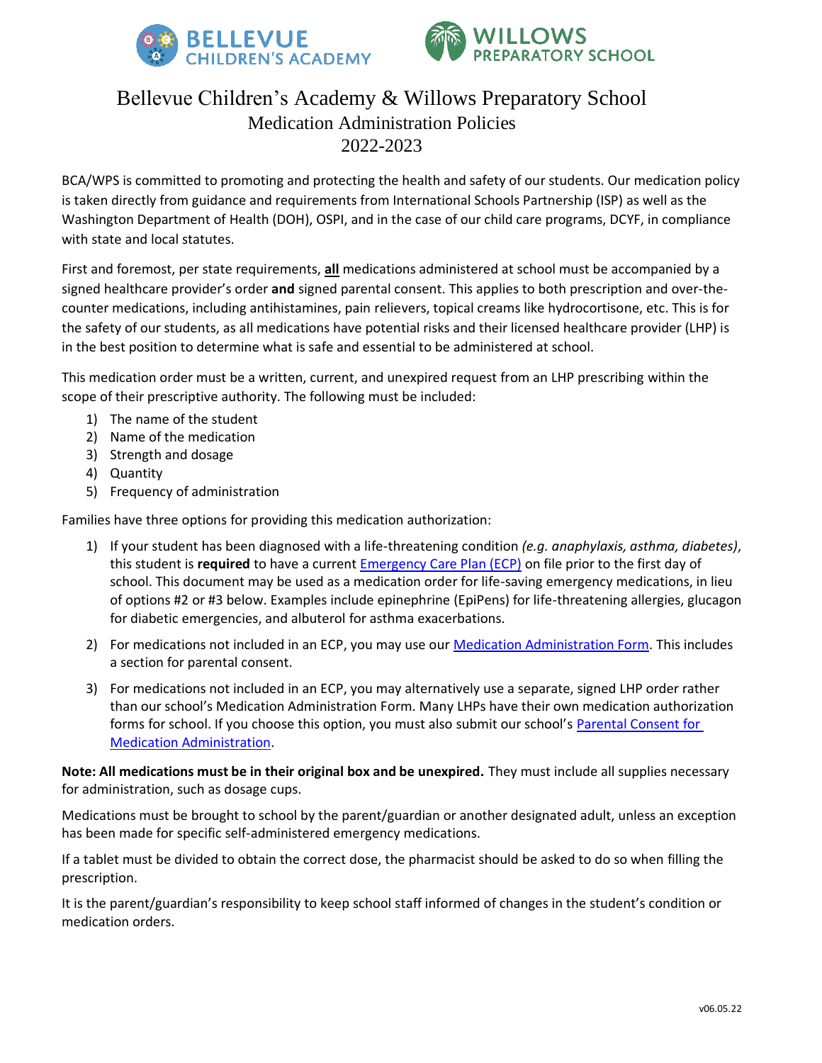# Bellevue Children's Academy & Willows Preparatory School

## Medication Administration Policies

## 2022-2023

BCA/WPS is committed to promoting and protecting the health and safety of our students. Our medication policy is taken directly from guidance and requirements from International Schools Partnership (ISP) as well as the Washington Department of Health (DOH), OSPI, and in the case of our child care programs, DCYF, in compliance with state and local statutes.

First and foremost, per state requirements, **all** medications administered at school must be accompanied by a signed healthcare provider's order **and** signed parental consent. This applies to both prescription and over-the-counter medications, including antihistamines, pain relievers, topical creams like hydrocortisone, etc. This is for the safety of our students, as all medications have potential risks and their licensed healthcare provider (LHP) is in the best position to determine what is safe and essential to be administered at school.

This medication order must be a written, current, and unexpired request from an LHP prescribing within the scope of their prescriptive authority. The following must be included:

1) The name of the student
2) Name of the medication
3) Strength and dosage
4) Quantity
5) Frequency of administration

Families have three options for providing this medication authorization:

1) If your student has been diagnosed with a life-threatening condition *(e.g. anaphylaxis, asthma, diabetes)*, this student is **required** to have a current Emergency Care Plan (ECP) on file prior to the first day of school. This document may be used as a medication order for life-saving emergency medications, in lieu of options #2 or #3 below. Examples include epinephrine (EpiPens) for life-threatening allergies, glucagon for diabetic emergencies, and albuterol for asthma exacerbations.
2) For medications not included in an ECP, you may use our Medication Administration Form. This includes a section for parental consent.
3) For medications not included in an ECP, you may alternatively use a separate, signed LHP order rather than our school's Medication Administration Form. Many LHPs have their own medication authorization forms for school. If you choose this option, you must also submit our school's Parental Consent for Medication Administration.

**Note: All medications must be in their original box and be unexpired.** They must include all supplies necessary for administration, such as dosage cups.

Medications must be brought to school by the parent/guardian or another designated adult, unless an exception has been made for specific self-administered emergency medications.

If a tablet must be divided to obtain the correct dose, the pharmacist should be asked to do so when filling the prescription.

It is the parent/guardian's responsibility to keep school staff informed of changes in the student's condition or medication orders.

v06.05.22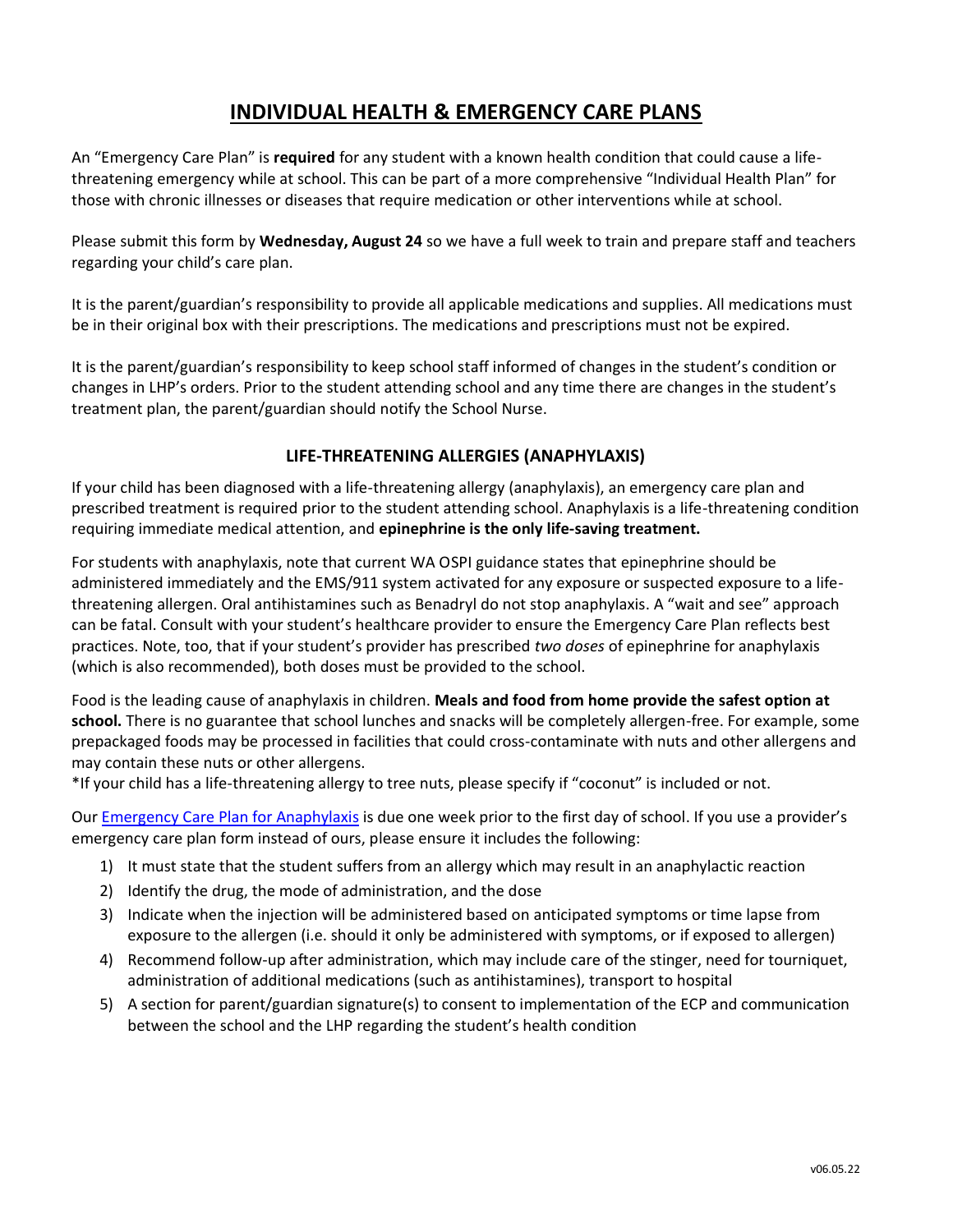# INDIVIDUAL HEALTH & EMERGENCY CARE PLANS

An "Emergency Care Plan" is **required** for any student with a known health condition that could cause a life-threatening emergency while at school. This can be part of a more comprehensive "Individual Health Plan" for those with chronic illnesses or diseases that require medication or other interventions while at school.

Please submit this form by **Wednesday, August 24** so we have a full week to train and prepare staff and teachers regarding your child's care plan.

It is the parent/guardian's responsibility to provide all applicable medications and supplies. All medications must be in their original box with their prescriptions. The medications and prescriptions must not be expired.

It is the parent/guardian's responsibility to keep school staff informed of changes in the student's condition or changes in LHP's orders. Prior to the student attending school and any time there are changes in the student's treatment plan, the parent/guardian should notify the School Nurse.

## LIFE-THREATENING ALLERGIES (ANAPHYLAXIS)

If your child has been diagnosed with a life-threatening allergy (anaphylaxis), an emergency care plan and prescribed treatment is required prior to the student attending school. Anaphylaxis is a life-threatening condition requiring immediate medical attention, and **epinephrine is the only life-saving treatment.**

For students with anaphylaxis, note that current WA OSPI guidance states that epinephrine should be administered immediately and the EMS/911 system activated for any exposure or suspected exposure to a life-threatening allergen. Oral antihistamines such as Benadryl do not stop anaphylaxis. A "wait and see" approach can be fatal. Consult with your student's healthcare provider to ensure the Emergency Care Plan reflects best practices. Note, too, that if your student's provider has prescribed *two doses* of epinephrine for anaphylaxis (which is also recommended), both doses must be provided to the school.

Food is the leading cause of anaphylaxis in children. **Meals and food from home provide the safest option at school.** There is no guarantee that school lunches and snacks will be completely allergen-free. For example, some prepackaged foods may be processed in facilities that could cross-contaminate with nuts and other allergens and may contain these nuts or other allergens.
*If your child has a life-threatening allergy to tree nuts, please specify if "coconut" is included or not.

Our Emergency Care Plan for Anaphylaxis is due one week prior to the first day of school. If you use a provider's emergency care plan form instead of ours, please ensure it includes the following:

1) It must state that the student suffers from an allergy which may result in an anaphylactic reaction
2) Identify the drug, the mode of administration, and the dose
3) Indicate when the injection will be administered based on anticipated symptoms or time lapse from exposure to the allergen (i.e. should it only be administered with symptoms, or if exposed to allergen)
4) Recommend follow-up after administration, which may include care of the stinger, need for tourniquet, administration of additional medications (such as antihistamines), transport to hospital
5) A section for parent/guardian signature(s) to consent to implementation of the ECP and communication between the school and the LHP regarding the student's health condition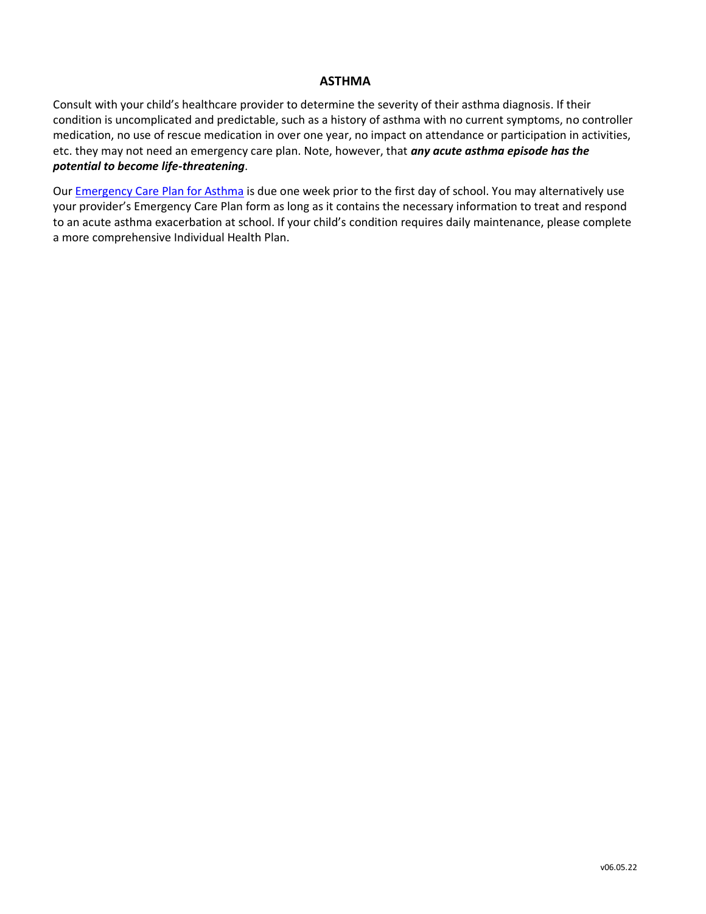## ASTHMA

Consult with your child's healthcare provider to determine the severity of their asthma diagnosis. If their condition is uncomplicated and predictable, such as a history of asthma with no current symptoms, no controller medication, no use of rescue medication in over one year, no impact on attendance or participation in activities, etc. they may not need an emergency care plan. Note, however, that ***any acute asthma episode has the potential to become life-threatening***.

Our Emergency Care Plan for Asthma is due one week prior to the first day of school. You may alternatively use your provider's Emergency Care Plan form as long as it contains the necessary information to treat and respond to an acute asthma exacerbation at school. If your child's condition requires daily maintenance, please complete a more comprehensive Individual Health Plan.

v06.05.22